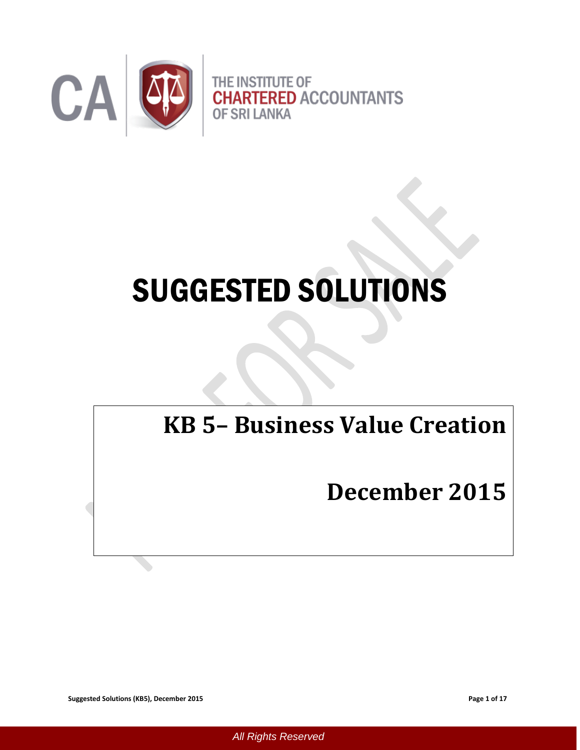THE INSTITUTE OF CHARTERED ACCOUNTANTS OF SRI LANKA

# SUGGESTED SOLUTIONS

## KB 5– Business Value Creation

## December 2015

*All Rights Reserved*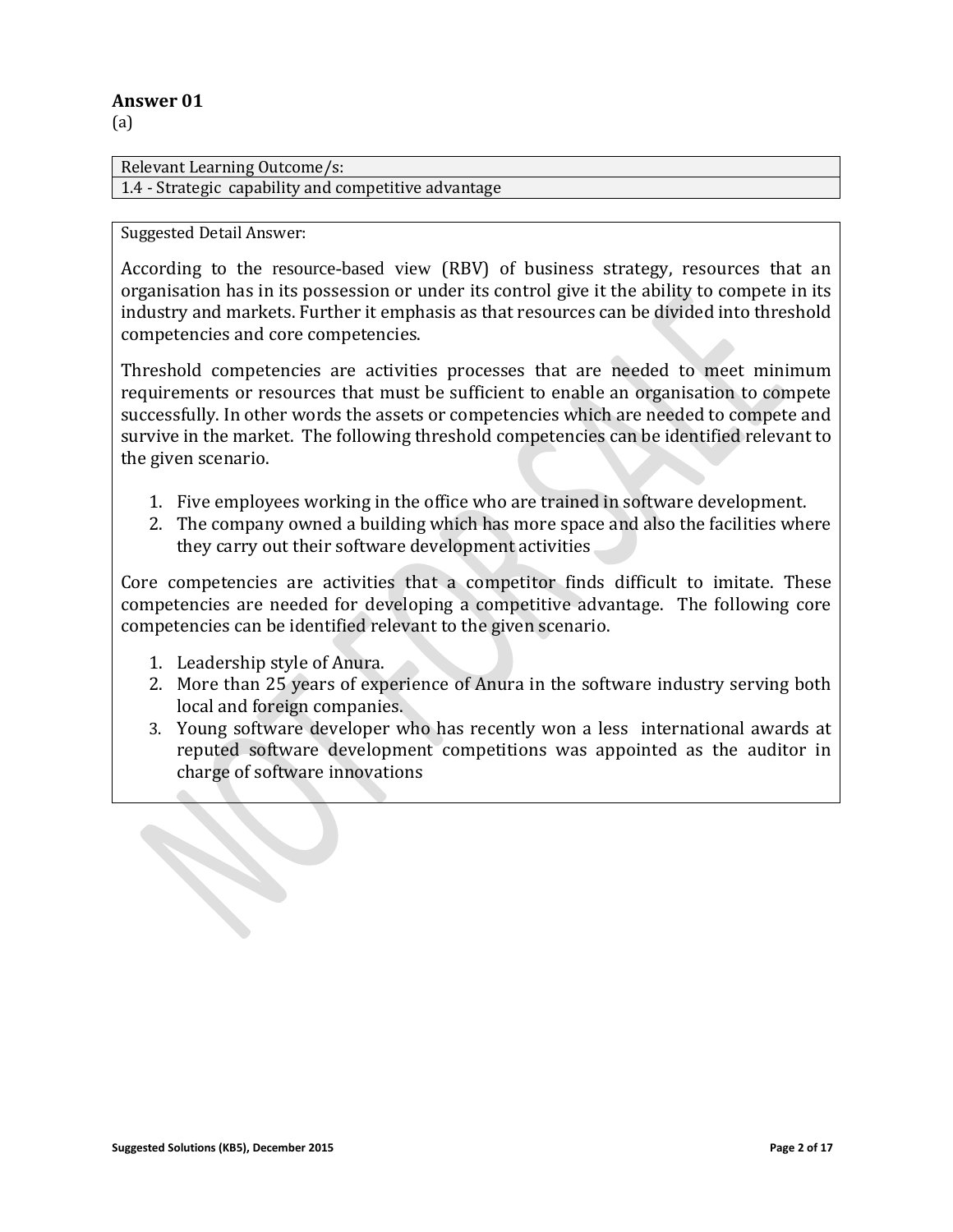## Answer 01

(a)

| Relevant Learning Outcome/s: |
| --- |
| 1.4 - Strategic capability and competitive advantage |

Suggested Detail Answer:

According to the resource-based view (RBV) of business strategy, resources that an organisation has in its possession or under its control give it the ability to compete in its industry and markets. Further it emphasis as that resources can be divided into threshold competencies and core competencies.

Threshold competencies are activities processes that are needed to meet minimum requirements or resources that must be sufficient to enable an organisation to compete successfully. In other words the assets or competencies which are needed to compete and survive in the market. The following threshold competencies can be identified relevant to the given scenario.

1. Five employees working in the office who are trained in software development.
2. The company owned a building which has more space and also the facilities where they carry out their software development activities

Core competencies are activities that a competitor finds difficult to imitate. These competencies are needed for developing a competitive advantage. The following core competencies can be identified relevant to the given scenario.

1. Leadership style of Anura.
2. More than 25 years of experience of Anura in the software industry serving both local and foreign companies.
3. Young software developer who has recently won a less international awards at reputed software development competitions was appointed as the auditor in charge of software innovations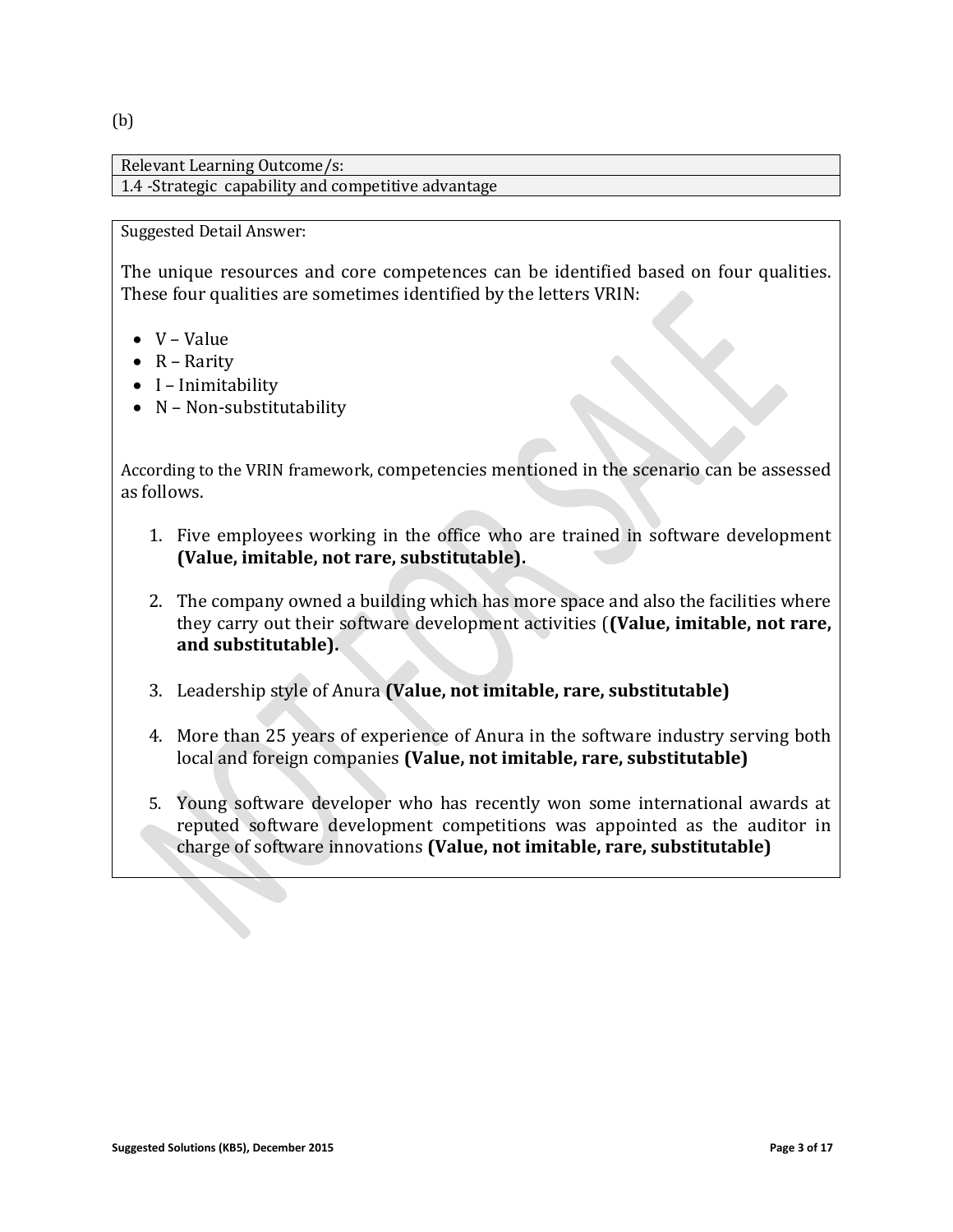(b)

| Relevant Learning Outcome/s: |
| --- |
| 1.4 -Strategic capability and competitive advantage |

Suggested Detail Answer:

The unique resources and core competences can be identified based on four qualities. These four qualities are sometimes identified by the letters VRIN:

- V – Value
- R – Rarity
- I – Inimitability
- N – Non-substitutability

According to the VRIN framework, competencies mentioned in the scenario can be assessed as follows.

1. Five employees working in the office who are trained in software development **(Value, imitable, not rare, substitutable).**
2. The company owned a building which has more space and also the facilities where they carry out their software development activities (**(Value, imitable, not rare, and substitutable).**
3. Leadership style of Anura **(Value, not imitable, rare, substitutable)**
4. More than 25 years of experience of Anura in the software industry serving both local and foreign companies **(Value, not imitable, rare, substitutable)**
5. Young software developer who has recently won some international awards at reputed software development competitions was appointed as the auditor in charge of software innovations **(Value, not imitable, rare, substitutable)**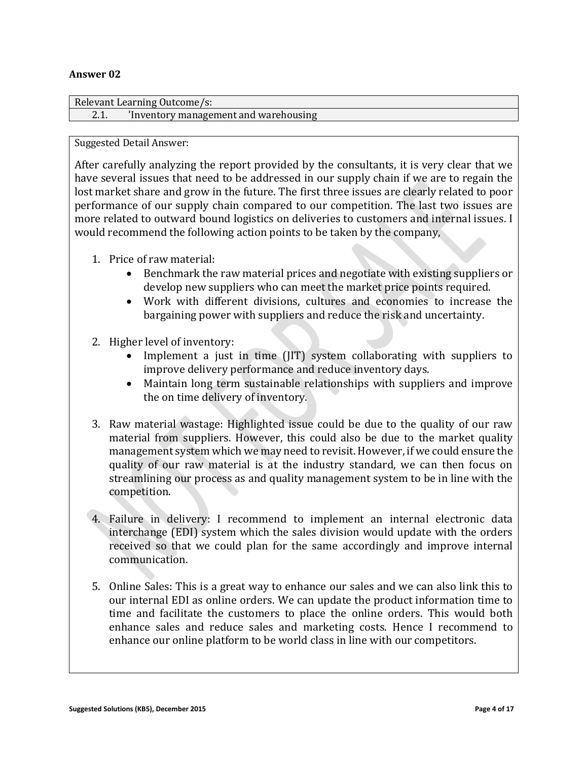**Answer 02**

| Relevant Learning Outcome/s: |
|---|
| 2.1. 'Inventory management and warehousing |

Suggested Detail Answer:

After carefully analyzing the report provided by the consultants, it is very clear that we have several issues that need to be addressed in our supply chain if we are to regain the lost market share and grow in the future. The first three issues are clearly related to poor performance of our supply chain compared to our competition. The last two issues are more related to outward bound logistics on deliveries to customers and internal issues. I would recommend the following action points to be taken by the company,

1. Price of raw material:
   - Benchmark the raw material prices and negotiate with existing suppliers or develop new suppliers who can meet the market price points required.
   - Work with different divisions, cultures and economies to increase the bargaining power with suppliers and reduce the risk and uncertainty.

2. Higher level of inventory:
   - Implement a just in time (JIT) system collaborating with suppliers to improve delivery performance and reduce inventory days.
   - Maintain long term sustainable relationships with suppliers and improve the on time delivery of inventory.

3. Raw material wastage: Highlighted issue could be due to the quality of our raw material from suppliers. However, this could also be due to the market quality management system which we may need to revisit. However, if we could ensure the quality of our raw material is at the industry standard, we can then focus on streamlining our process as and quality management system to be in line with the competition.

4. Failure in delivery: I recommend to implement an internal electronic data interchange (EDI) system which the sales division would update with the orders received so that we could plan for the same accordingly and improve internal communication.

5. Online Sales: This is a great way to enhance our sales and we can also link this to our internal EDI as online orders. We can update the product information time to time and facilitate the customers to place the online orders. This would both enhance sales and reduce sales and marketing costs. Hence I recommend to enhance our online platform to be world class in line with our competitors.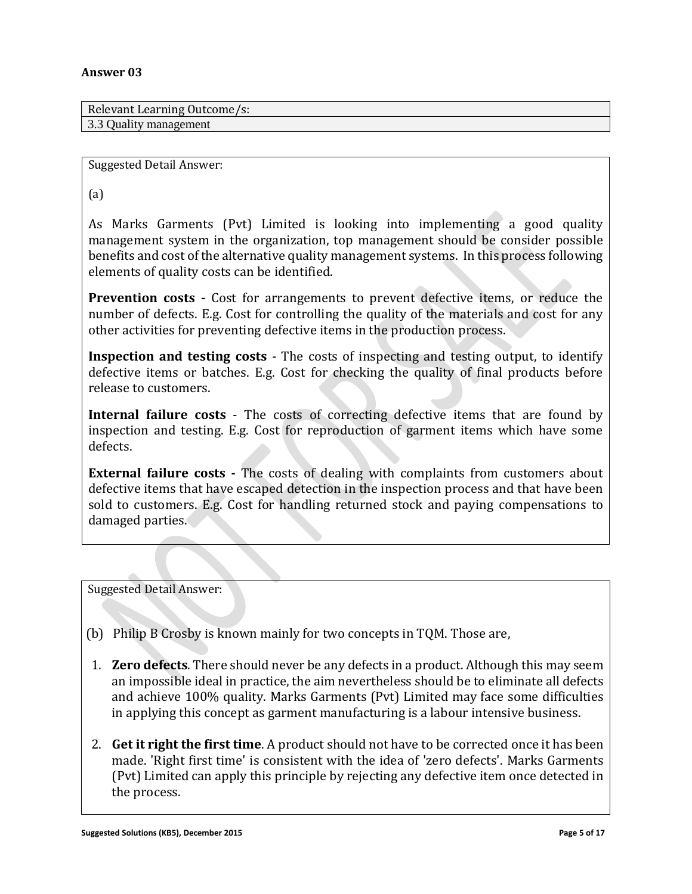**Answer 03**

| Relevant Learning Outcome/s: |
| --- |
| 3.3 Quality management |

Suggested Detail Answer:

(a)

As Marks Garments (Pvt) Limited is looking into implementing a good quality management system in the organization, top management should be consider possible benefits and cost of the alternative quality management systems. In this process following elements of quality costs can be identified.

**Prevention costs -** Cost for arrangements to prevent defective items, or reduce the number of defects. E.g. Cost for controlling the quality of the materials and cost for any other activities for preventing defective items in the production process.

**Inspection and testing costs** - The costs of inspecting and testing output, to identify defective items or batches. E.g. Cost for checking the quality of final products before release to customers.

**Internal failure costs** - The costs of correcting defective items that are found by inspection and testing. E.g. Cost for reproduction of garment items which have some defects.

**External failure costs -** The costs of dealing with complaints from customers about defective items that have escaped detection in the inspection process and that have been sold to customers. E.g. Cost for handling returned stock and paying compensations to damaged parties.

Suggested Detail Answer:

(b) Philip B Crosby is known mainly for two concepts in TQM. Those are,

1. **Zero defects**. There should never be any defects in a product. Although this may seem an impossible ideal in practice, the aim nevertheless should be to eliminate all defects and achieve 100% quality. Marks Garments (Pvt) Limited may face some difficulties in applying this concept as garment manufacturing is a labour intensive business.

2. **Get it right the first time**. A product should not have to be corrected once it has been made. 'Right first time' is consistent with the idea of 'zero defects'. Marks Garments (Pvt) Limited can apply this principle by rejecting any defective item once detected in the process.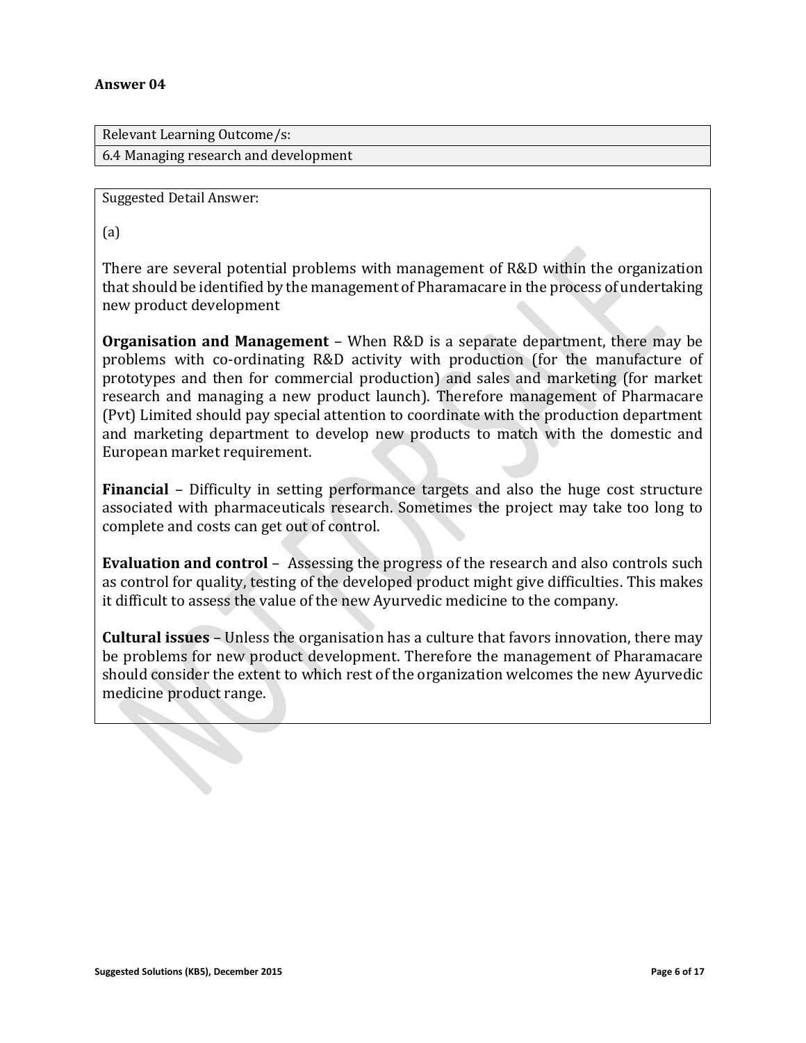**Answer 04**

| Relevant Learning Outcome/s: |
| --- |
| 6.4 Managing research and development |

Suggested Detail Answer:

(a)

There are several potential problems with management of R&D within the organization that should be identified by the management of Pharamacare in the process of undertaking new product development

**Organisation and Management** – When R&D is a separate department, there may be problems with co-ordinating R&D activity with production (for the manufacture of prototypes and then for commercial production) and sales and marketing (for market research and managing a new product launch). Therefore management of Pharmacare (Pvt) Limited should pay special attention to coordinate with the production department and marketing department to develop new products to match with the domestic and European market requirement.

**Financial** – Difficulty in setting performance targets and also the huge cost structure associated with pharmaceuticals research. Sometimes the project may take too long to complete and costs can get out of control.

**Evaluation and control** – Assessing the progress of the research and also controls such as control for quality, testing of the developed product might give difficulties. This makes it difficult to assess the value of the new Ayurvedic medicine to the company.

**Cultural issues** – Unless the organisation has a culture that favors innovation, there may be problems for new product development. Therefore the management of Pharamacare should consider the extent to which rest of the organization welcomes the new Ayurvedic medicine product range.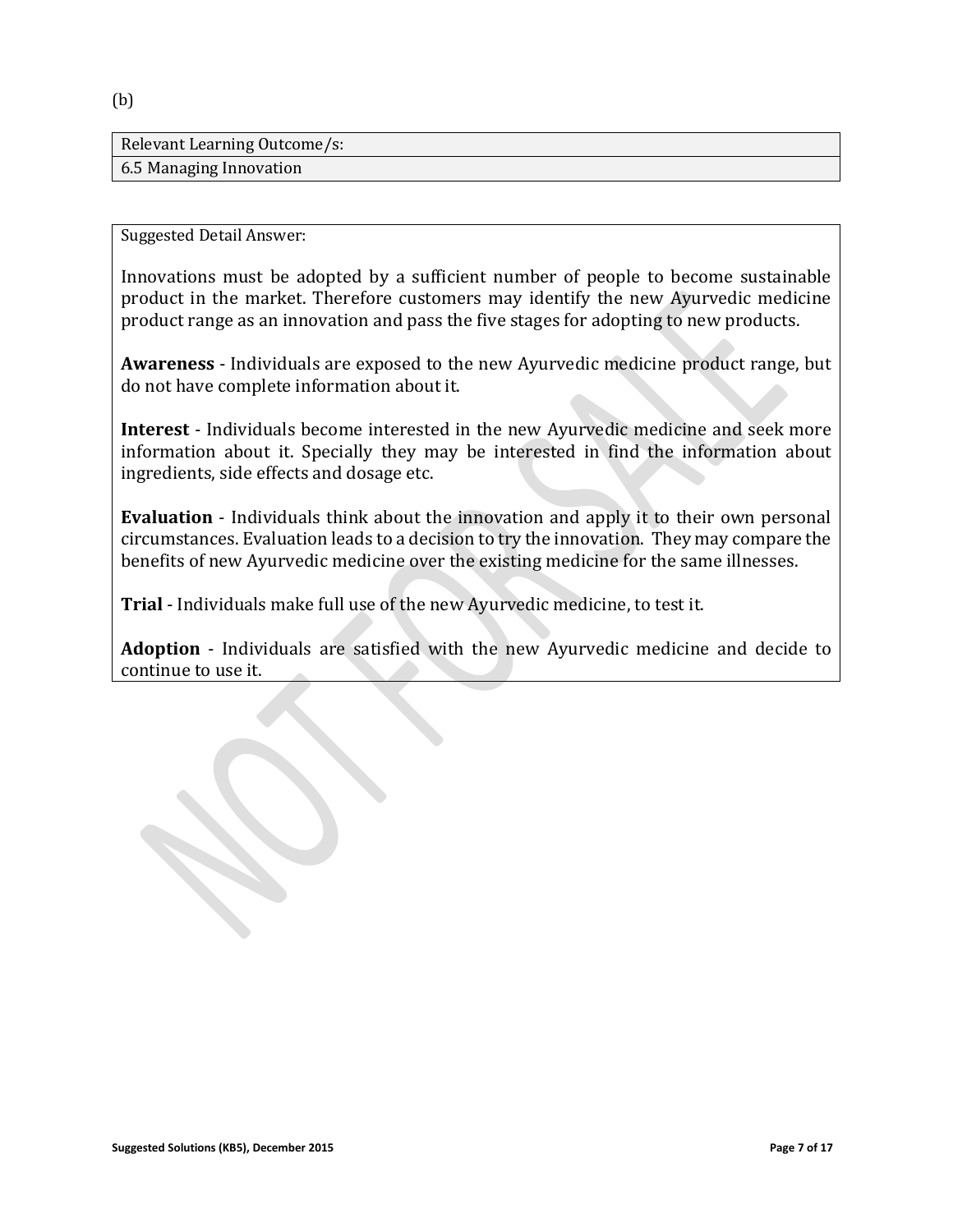(b)

| Relevant Learning Outcome/s: |
| --- |
| 6.5 Managing Innovation |

Suggested Detail Answer:

Innovations must be adopted by a sufficient number of people to become sustainable product in the market. Therefore customers may identify the new Ayurvedic medicine product range as an innovation and pass the five stages for adopting to new products.

**Awareness** - Individuals are exposed to the new Ayurvedic medicine product range, but do not have complete information about it.

**Interest** - Individuals become interested in the new Ayurvedic medicine and seek more information about it. Specially they may be interested in find the information about ingredients, side effects and dosage etc.

**Evaluation** - Individuals think about the innovation and apply it to their own personal circumstances. Evaluation leads to a decision to try the innovation. They may compare the benefits of new Ayurvedic medicine over the existing medicine for the same illnesses.

**Trial** - Individuals make full use of the new Ayurvedic medicine, to test it.

**Adoption** - Individuals are satisfied with the new Ayurvedic medicine and decide to continue to use it.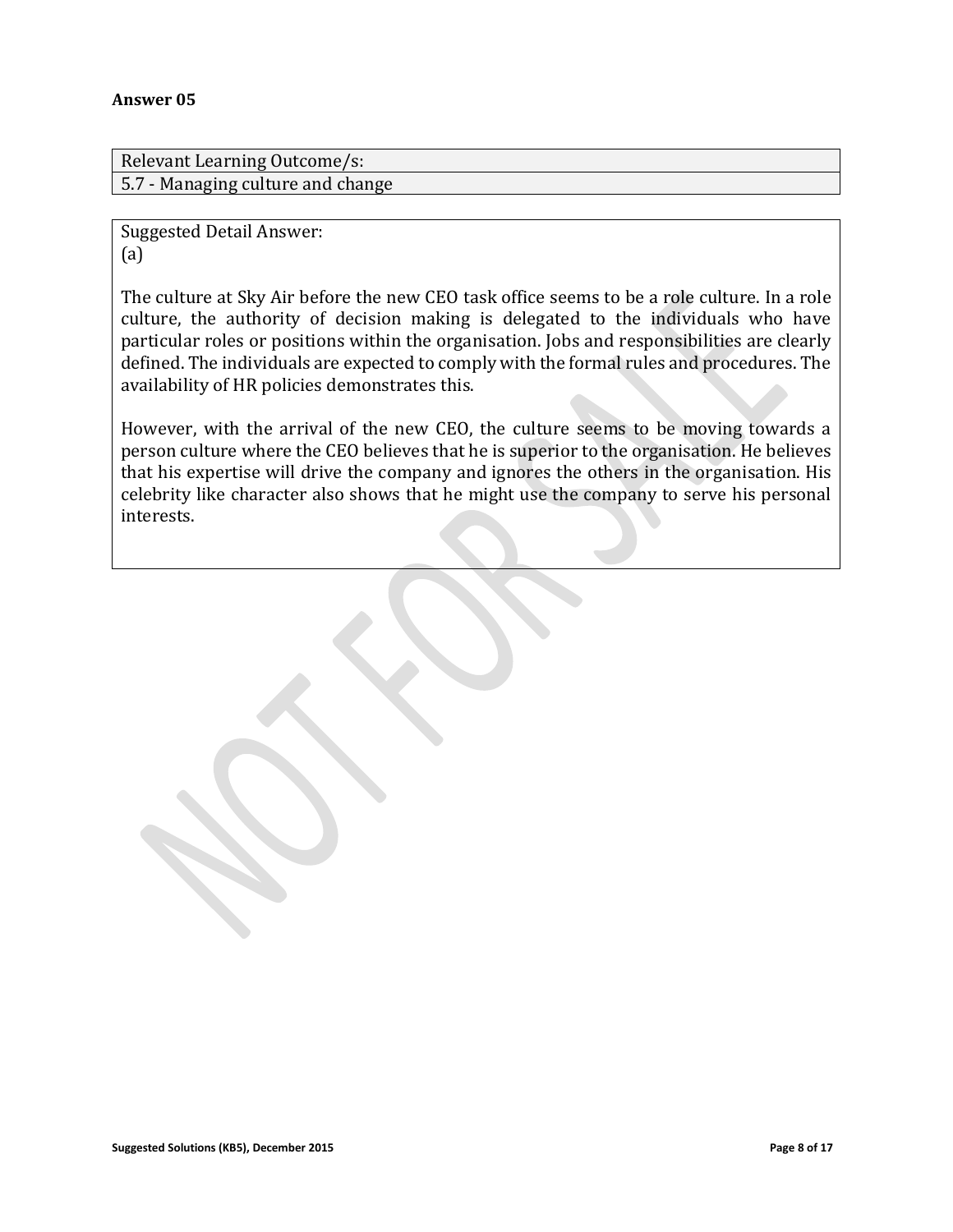**Answer 05**

| Relevant Learning Outcome/s: |
| --- |
| 5.7 - Managing culture and change |

Suggested Detail Answer:

(a)

The culture at Sky Air before the new CEO task office seems to be a role culture. In a role culture, the authority of decision making is delegated to the individuals who have particular roles or positions within the organisation. Jobs and responsibilities are clearly defined. The individuals are expected to comply with the formal rules and procedures. The availability of HR policies demonstrates this.

However, with the arrival of the new CEO, the culture seems to be moving towards a person culture where the CEO believes that he is superior to the organisation. He believes that his expertise will drive the company and ignores the others in the organisation. His celebrity like character also shows that he might use the company to serve his personal interests.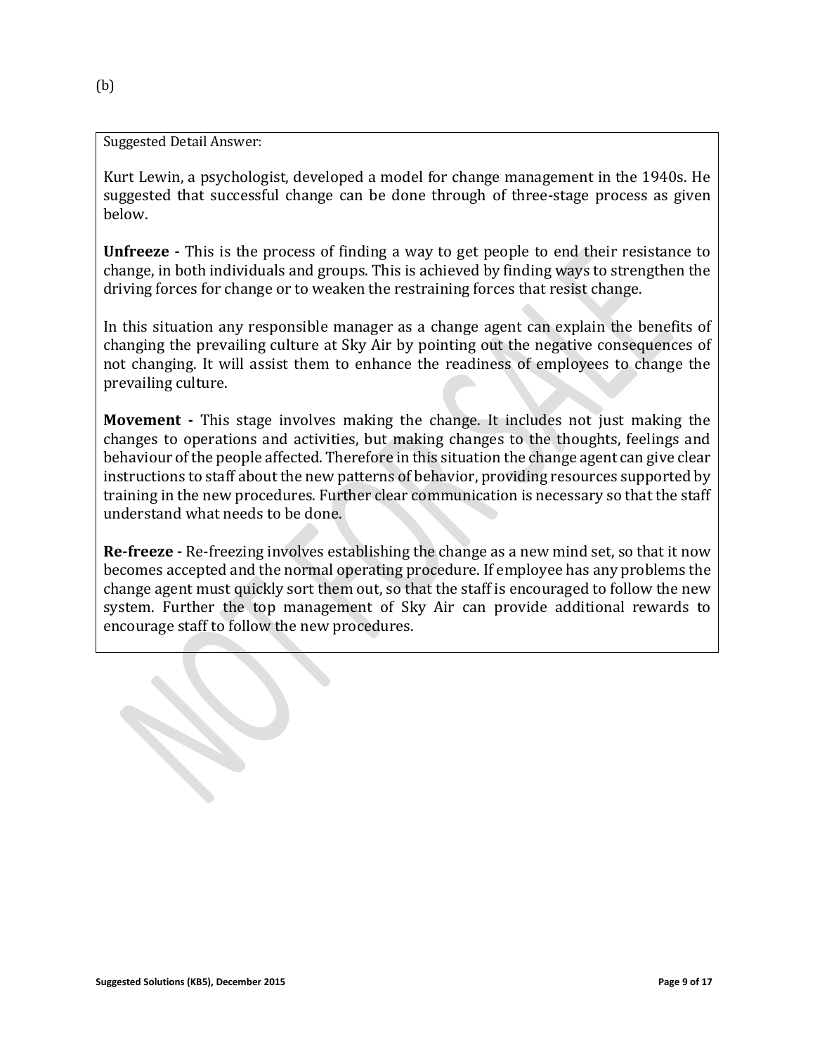(b)

Suggested Detail Answer:

Kurt Lewin, a psychologist, developed a model for change management in the 1940s. He suggested that successful change can be done through of three-stage process as given below.

**Unfreeze -** This is the process of finding a way to get people to end their resistance to change, in both individuals and groups. This is achieved by finding ways to strengthen the driving forces for change or to weaken the restraining forces that resist change.

In this situation any responsible manager as a change agent can explain the benefits of changing the prevailing culture at Sky Air by pointing out the negative consequences of not changing. It will assist them to enhance the readiness of employees to change the prevailing culture.

**Movement -** This stage involves making the change. It includes not just making the changes to operations and activities, but making changes to the thoughts, feelings and behaviour of the people affected. Therefore in this situation the change agent can give clear instructions to staff about the new patterns of behavior, providing resources supported by training in the new procedures. Further clear communication is necessary so that the staff understand what needs to be done.

**Re-freeze -** Re-freezing involves establishing the change as a new mind set, so that it now becomes accepted and the normal operating procedure. If employee has any problems the change agent must quickly sort them out, so that the staff is encouraged to follow the new system. Further the top management of Sky Air can provide additional rewards to encourage staff to follow the new procedures.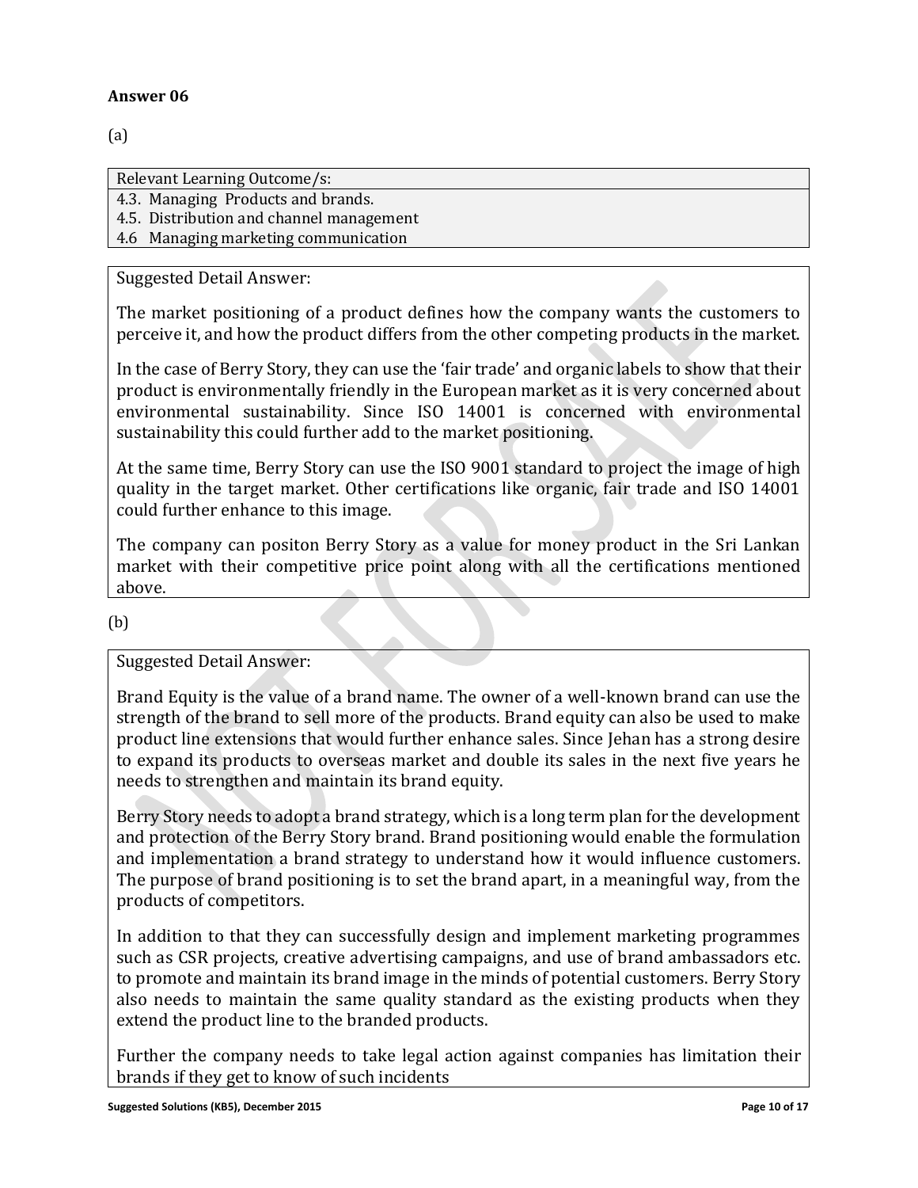**Answer 06**

(a)

| Relevant Learning Outcome/s: |
|---|
| 4.3. Managing Products and brands. |
| 4.5. Distribution and channel management |
| 4.6 Managing marketing communication |

Suggested Detail Answer:

The market positioning of a product defines how the company wants the customers to perceive it, and how the product differs from the other competing products in the market.

In the case of Berry Story, they can use the 'fair trade' and organic labels to show that their product is environmentally friendly in the European market as it is very concerned about environmental sustainability. Since ISO 14001 is concerned with environmental sustainability this could further add to the market positioning.

At the same time, Berry Story can use the ISO 9001 standard to project the image of high quality in the target market. Other certifications like organic, fair trade and ISO 14001 could further enhance to this image.

The company can positon Berry Story as a value for money product in the Sri Lankan market with their competitive price point along with all the certifications mentioned above.

(b)

Suggested Detail Answer:

Brand Equity is the value of a brand name. The owner of a well-known brand can use the strength of the brand to sell more of the products. Brand equity can also be used to make product line extensions that would further enhance sales. Since Jehan has a strong desire to expand its products to overseas market and double its sales in the next five years he needs to strengthen and maintain its brand equity.

Berry Story needs to adopt a brand strategy, which is a long term plan for the development and protection of the Berry Story brand. Brand positioning would enable the formulation and implementation a brand strategy to understand how it would influence customers. The purpose of brand positioning is to set the brand apart, in a meaningful way, from the products of competitors.

In addition to that they can successfully design and implement marketing programmes such as CSR projects, creative advertising campaigns, and use of brand ambassadors etc. to promote and maintain its brand image in the minds of potential customers. Berry Story also needs to maintain the same quality standard as the existing products when they extend the product line to the branded products.

Further the company needs to take legal action against companies has limitation their brands if they get to know of such incidents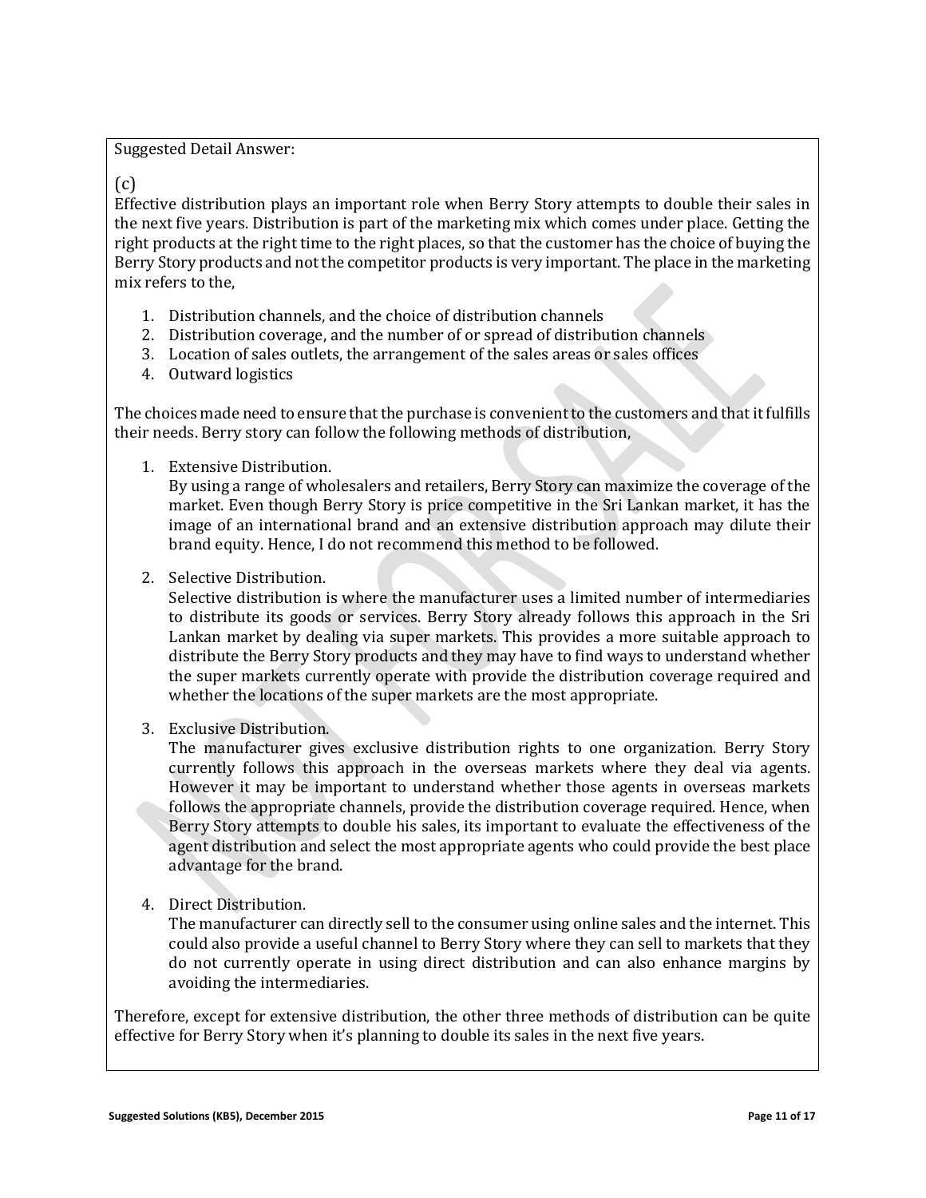Suggested Detail Answer:

(c)

Effective distribution plays an important role when Berry Story attempts to double their sales in the next five years. Distribution is part of the marketing mix which comes under place. Getting the right products at the right time to the right places, so that the customer has the choice of buying the Berry Story products and not the competitor products is very important. The place in the marketing mix refers to the,

1. Distribution channels, and the choice of distribution channels
2. Distribution coverage, and the number of or spread of distribution channels
3. Location of sales outlets, the arrangement of the sales areas or sales offices
4. Outward logistics

The choices made need to ensure that the purchase is convenient to the customers and that it fulfills their needs. Berry story can follow the following methods of distribution,

1. Extensive Distribution.
   By using a range of wholesalers and retailers, Berry Story can maximize the coverage of the market. Even though Berry Story is price competitive in the Sri Lankan market, it has the image of an international brand and an extensive distribution approach may dilute their brand equity. Hence, I do not recommend this method to be followed.

2. Selective Distribution.
   Selective distribution is where the manufacturer uses a limited number of intermediaries to distribute its goods or services. Berry Story already follows this approach in the Sri Lankan market by dealing via super markets. This provides a more suitable approach to distribute the Berry Story products and they may have to find ways to understand whether the super markets currently operate with provide the distribution coverage required and whether the locations of the super markets are the most appropriate.

3. Exclusive Distribution.
   The manufacturer gives exclusive distribution rights to one organization. Berry Story currently follows this approach in the overseas markets where they deal via agents. However it may be important to understand whether those agents in overseas markets follows the appropriate channels, provide the distribution coverage required. Hence, when Berry Story attempts to double his sales, its important to evaluate the effectiveness of the agent distribution and select the most appropriate agents who could provide the best place advantage for the brand.

4. Direct Distribution.
   The manufacturer can directly sell to the consumer using online sales and the internet. This could also provide a useful channel to Berry Story where they can sell to markets that they do not currently operate in using direct distribution and can also enhance margins by avoiding the intermediaries.

Therefore, except for extensive distribution, the other three methods of distribution can be quite effective for Berry Story when it's planning to double its sales in the next five years.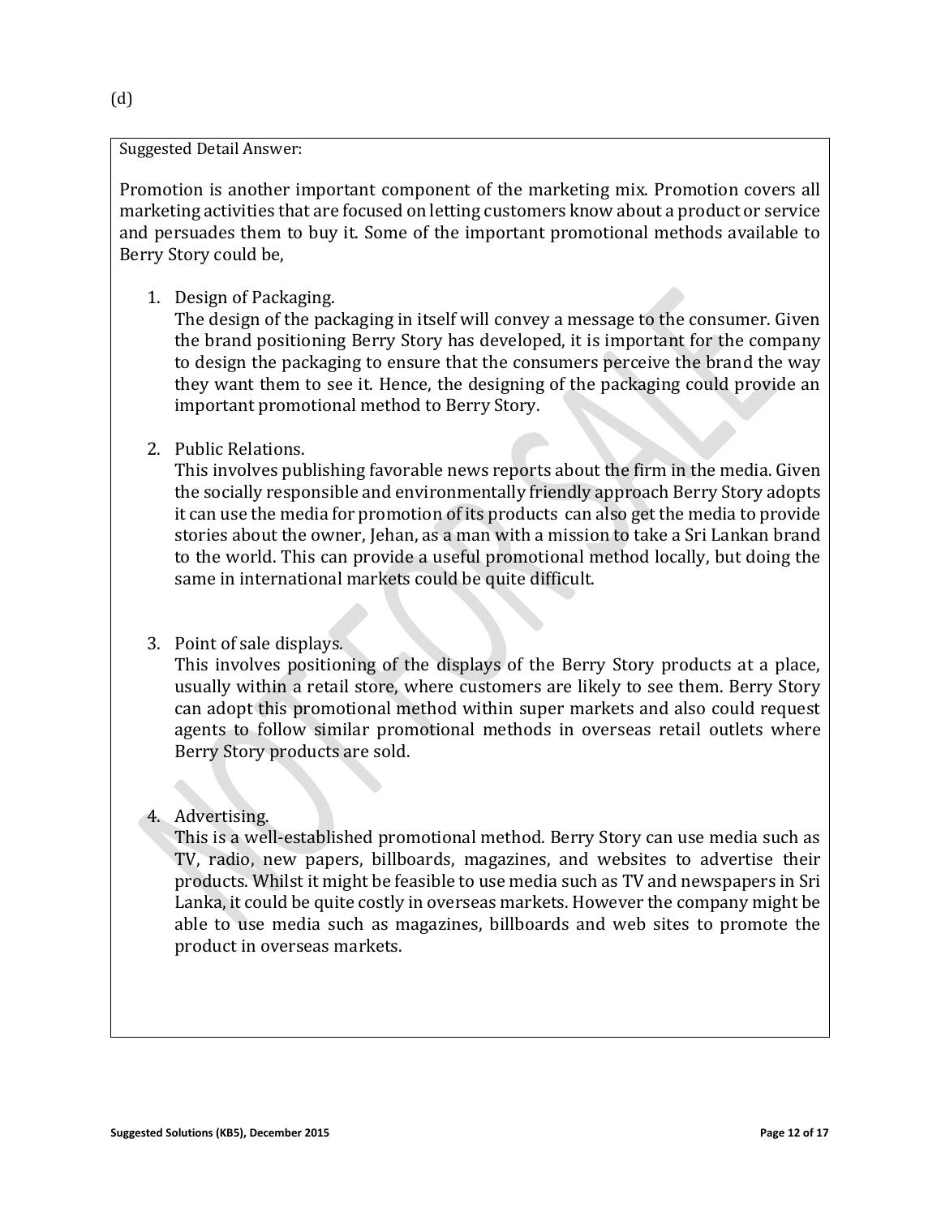(d)

Suggested Detail Answer:

Promotion is another important component of the marketing mix. Promotion covers all marketing activities that are focused on letting customers know about a product or service and persuades them to buy it. Some of the important promotional methods available to Berry Story could be,

1. Design of Packaging.
   The design of the packaging in itself will convey a message to the consumer. Given the brand positioning Berry Story has developed, it is important for the company to design the packaging to ensure that the consumers perceive the brand the way they want them to see it. Hence, the designing of the packaging could provide an important promotional method to Berry Story.

2. Public Relations.
   This involves publishing favorable news reports about the firm in the media. Given the socially responsible and environmentally friendly approach Berry Story adopts it can use the media for promotion of its products can also get the media to provide stories about the owner, Jehan, as a man with a mission to take a Sri Lankan brand to the world. This can provide a useful promotional method locally, but doing the same in international markets could be quite difficult.

3. Point of sale displays.
   This involves positioning of the displays of the Berry Story products at a place, usually within a retail store, where customers are likely to see them. Berry Story can adopt this promotional method within super markets and also could request agents to follow similar promotional methods in overseas retail outlets where Berry Story products are sold.

4. Advertising.
   This is a well-established promotional method. Berry Story can use media such as TV, radio, new papers, billboards, magazines, and websites to advertise their products. Whilst it might be feasible to use media such as TV and newspapers in Sri Lanka, it could be quite costly in overseas markets. However the company might be able to use media such as magazines, billboards and web sites to promote the product in overseas markets.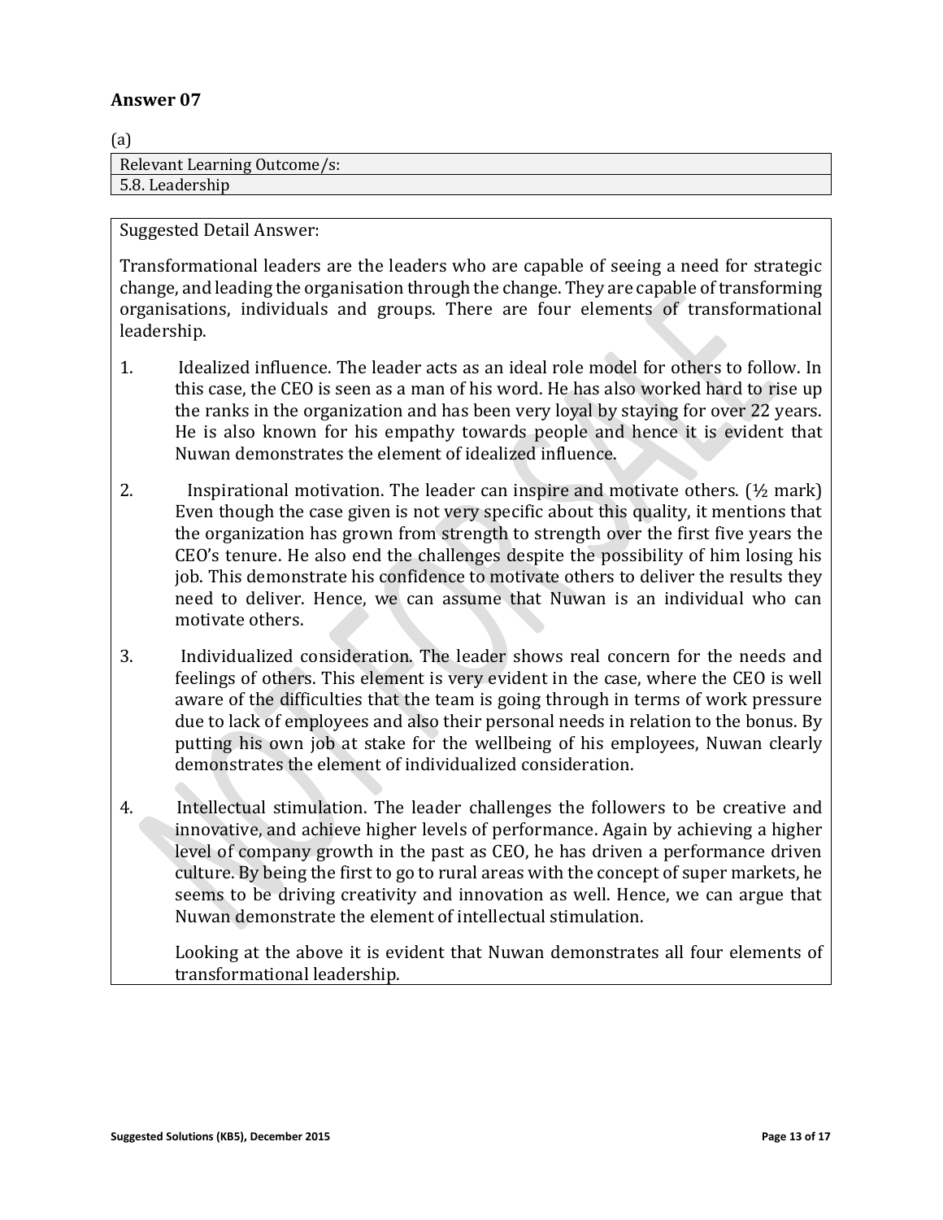## Answer 07

(a)

| Relevant Learning Outcome/s: |
| --- |
| 5.8. Leadership |

Suggested Detail Answer:

Transformational leaders are the leaders who are capable of seeing a need for strategic change, and leading the organisation through the change. They are capable of transforming organisations, individuals and groups. There are four elements of transformational leadership.

1. Idealized influence. The leader acts as an ideal role model for others to follow. In this case, the CEO is seen as a man of his word. He has also worked hard to rise up the ranks in the organization and has been very loyal by staying for over 22 years. He is also known for his empathy towards people and hence it is evident that Nuwan demonstrates the element of idealized influence.

2. Inspirational motivation. The leader can inspire and motivate others. (½ mark) Even though the case given is not very specific about this quality, it mentions that the organization has grown from strength to strength over the first five years the CEO's tenure. He also end the challenges despite the possibility of him losing his job. This demonstrate his confidence to motivate others to deliver the results they need to deliver. Hence, we can assume that Nuwan is an individual who can motivate others.

3. Individualized consideration. The leader shows real concern for the needs and feelings of others. This element is very evident in the case, where the CEO is well aware of the difficulties that the team is going through in terms of work pressure due to lack of employees and also their personal needs in relation to the bonus. By putting his own job at stake for the wellbeing of his employees, Nuwan clearly demonstrates the element of individualized consideration.

4. Intellectual stimulation. The leader challenges the followers to be creative and innovative, and achieve higher levels of performance. Again by achieving a higher level of company growth in the past as CEO, he has driven a performance driven culture. By being the first to go to rural areas with the concept of super markets, he seems to be driving creativity and innovation as well. Hence, we can argue that Nuwan demonstrate the element of intellectual stimulation.

   Looking at the above it is evident that Nuwan demonstrates all four elements of transformational leadership.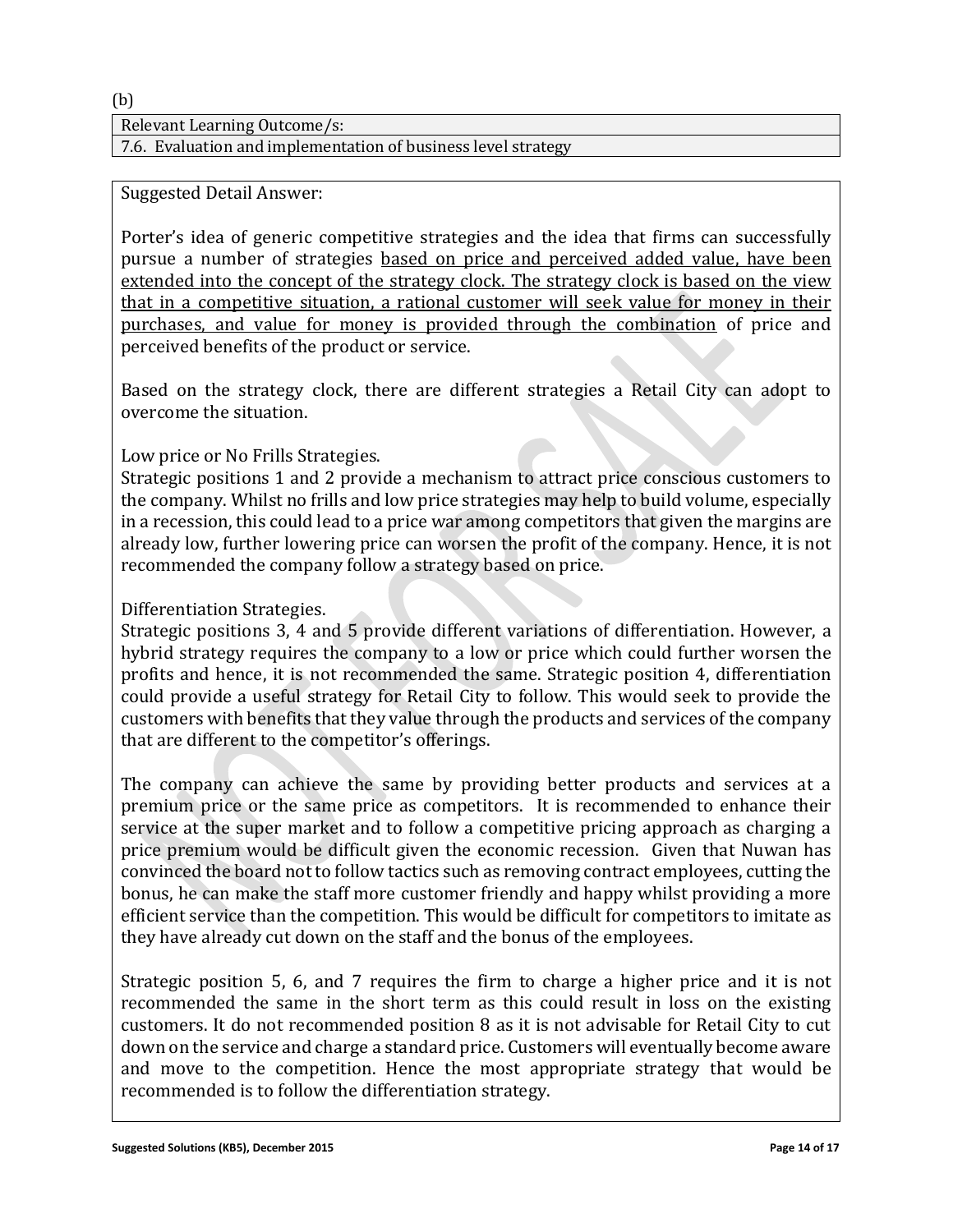(b)

| Relevant Learning Outcome/s: |
| --- |
| 7.6. Evaluation and implementation of business level strategy |

Suggested Detail Answer:

Porter's idea of generic competitive strategies and the idea that firms can successfully pursue a number of strategies <u>based on price and perceived added value, have been extended into the concept of the strategy clock. The strategy clock is based on the view that in a competitive situation, a rational customer will seek value for money in their purchases, and value for money is provided through the combination</u> of price and perceived benefits of the product or service.

Based on the strategy clock, there are different strategies a Retail City can adopt to overcome the situation.

Low price or No Frills Strategies.
Strategic positions 1 and 2 provide a mechanism to attract price conscious customers to the company. Whilst no frills and low price strategies may help to build volume, especially in a recession, this could lead to a price war among competitors that given the margins are already low, further lowering price can worsen the profit of the company. Hence, it is not recommended the company follow a strategy based on price.

Differentiation Strategies.
Strategic positions 3, 4 and 5 provide different variations of differentiation. However, a hybrid strategy requires the company to a low or price which could further worsen the profits and hence, it is not recommended the same. Strategic position 4, differentiation could provide a useful strategy for Retail City to follow. This would seek to provide the customers with benefits that they value through the products and services of the company that are different to the competitor's offerings.

The company can achieve the same by providing better products and services at a premium price or the same price as competitors. It is recommended to enhance their service at the super market and to follow a competitive pricing approach as charging a price premium would be difficult given the economic recession. Given that Nuwan has convinced the board not to follow tactics such as removing contract employees, cutting the bonus, he can make the staff more customer friendly and happy whilst providing a more efficient service than the competition. This would be difficult for competitors to imitate as they have already cut down on the staff and the bonus of the employees.

Strategic position 5, 6, and 7 requires the firm to charge a higher price and it is not recommended the same in the short term as this could result in loss on the existing customers. It do not recommended position 8 as it is not advisable for Retail City to cut down on the service and charge a standard price. Customers will eventually become aware and move to the competition. Hence the most appropriate strategy that would be recommended is to follow the differentiation strategy.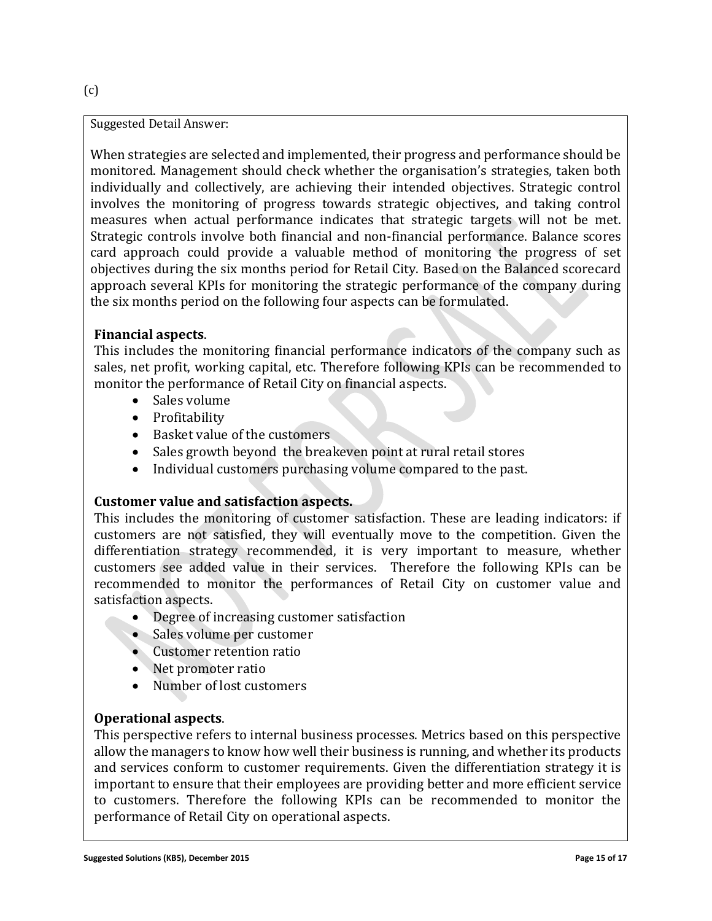(c)

Suggested Detail Answer:

When strategies are selected and implemented, their progress and performance should be monitored. Management should check whether the organisation's strategies, taken both individually and collectively, are achieving their intended objectives. Strategic control involves the monitoring of progress towards strategic objectives, and taking control measures when actual performance indicates that strategic targets will not be met. Strategic controls involve both financial and non-financial performance. Balance scores card approach could provide a valuable method of monitoring the progress of set objectives during the six months period for Retail City. Based on the Balanced scorecard approach several KPIs for monitoring the strategic performance of the company during the six months period on the following four aspects can be formulated.

**Financial aspects**.

This includes the monitoring financial performance indicators of the company such as sales, net profit, working capital, etc. Therefore following KPIs can be recommended to monitor the performance of Retail City on financial aspects.

- Sales volume
- Profitability
- Basket value of the customers
- Sales growth beyond the breakeven point at rural retail stores
- Individual customers purchasing volume compared to the past.

**Customer value and satisfaction aspects.**

This includes the monitoring of customer satisfaction. These are leading indicators: if customers are not satisfied, they will eventually move to the competition. Given the differentiation strategy recommended, it is very important to measure, whether customers see added value in their services. Therefore the following KPIs can be recommended to monitor the performances of Retail City on customer value and satisfaction aspects.

- Degree of increasing customer satisfaction
- Sales volume per customer
- Customer retention ratio
- Net promoter ratio
- Number of lost customers

**Operational aspects**.

This perspective refers to internal business processes. Metrics based on this perspective allow the managers to know how well their business is running, and whether its products and services conform to customer requirements. Given the differentiation strategy it is important to ensure that their employees are providing better and more efficient service to customers. Therefore the following KPIs can be recommended to monitor the performance of Retail City on operational aspects.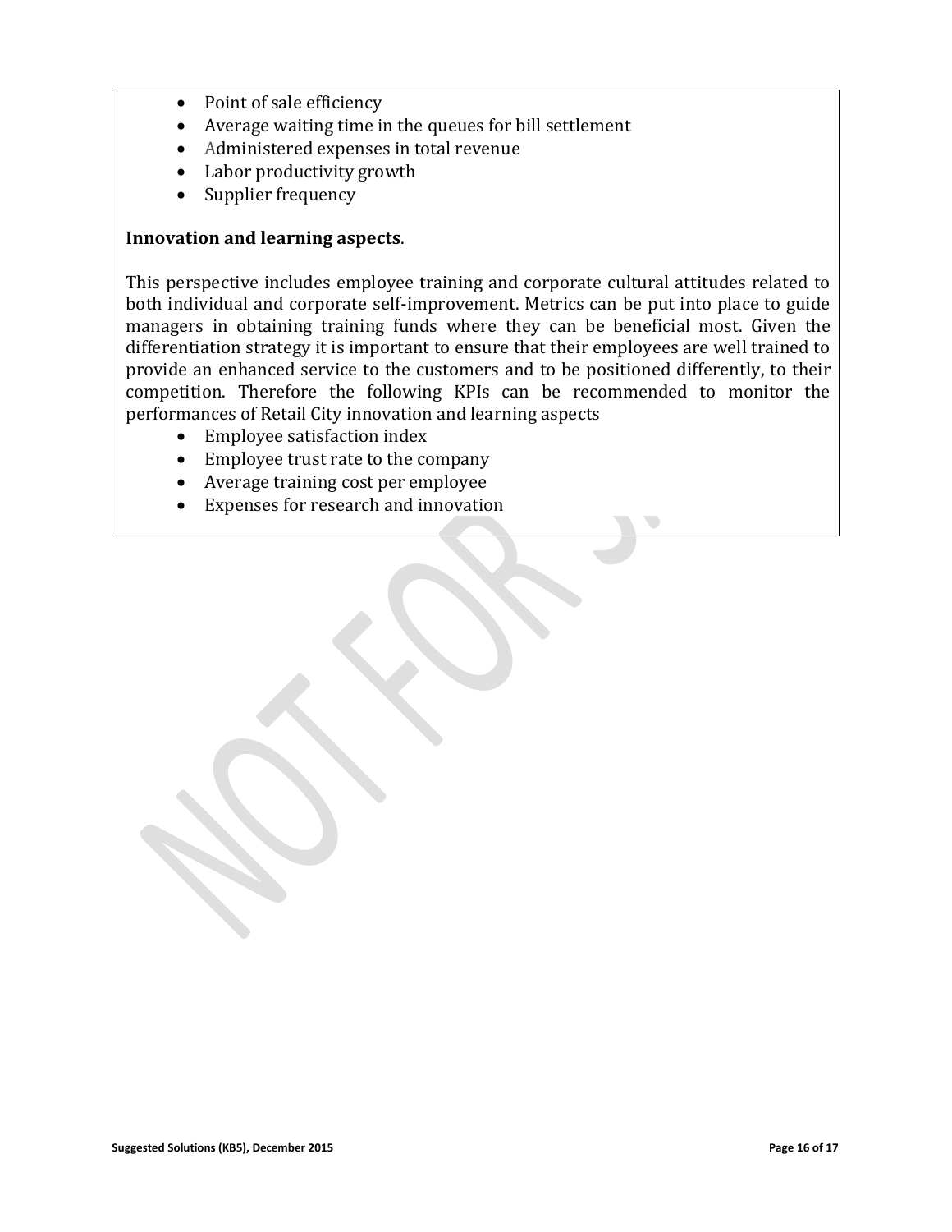- Point of sale efficiency
- Average waiting time in the queues for bill settlement
- Administered expenses in total revenue
- Labor productivity growth
- Supplier frequency

**Innovation and learning aspects**.

This perspective includes employee training and corporate cultural attitudes related to both individual and corporate self-improvement. Metrics can be put into place to guide managers in obtaining training funds where they can be beneficial most. Given the differentiation strategy it is important to ensure that their employees are well trained to provide an enhanced service to the customers and to be positioned differently, to their competition. Therefore the following KPIs can be recommended to monitor the performances of Retail City innovation and learning aspects

- Employee satisfaction index
- Employee trust rate to the company
- Average training cost per employee
- Expenses for research and innovation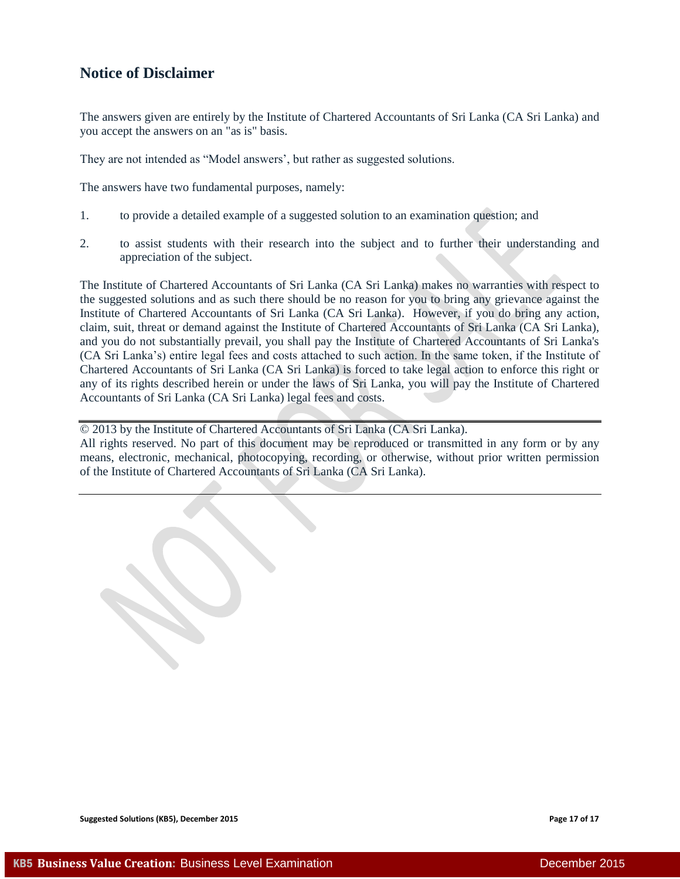## Notice of Disclaimer

The answers given are entirely by the Institute of Chartered Accountants of Sri Lanka (CA Sri Lanka) and you accept the answers on an "as is" basis.

They are not intended as "Model answers', but rather as suggested solutions.

The answers have two fundamental purposes, namely:

1. to provide a detailed example of a suggested solution to an examination question; and

2. to assist students with their research into the subject and to further their understanding and appreciation of the subject.

The Institute of Chartered Accountants of Sri Lanka (CA Sri Lanka) makes no warranties with respect to the suggested solutions and as such there should be no reason for you to bring any grievance against the Institute of Chartered Accountants of Sri Lanka (CA Sri Lanka). However, if you do bring any action, claim, suit, threat or demand against the Institute of Chartered Accountants of Sri Lanka (CA Sri Lanka), and you do not substantially prevail, you shall pay the Institute of Chartered Accountants of Sri Lanka's (CA Sri Lanka's) entire legal fees and costs attached to such action. In the same token, if the Institute of Chartered Accountants of Sri Lanka (CA Sri Lanka) is forced to take legal action to enforce this right or any of its rights described herein or under the laws of Sri Lanka, you will pay the Institute of Chartered Accountants of Sri Lanka (CA Sri Lanka) legal fees and costs.

---

© 2013 by the Institute of Chartered Accountants of Sri Lanka (CA Sri Lanka).
All rights reserved. No part of this document may be reproduced or transmitted in any form or by any means, electronic, mechanical, photocopying, recording, or otherwise, without prior written permission of the Institute of Chartered Accountants of Sri Lanka (CA Sri Lanka).

---